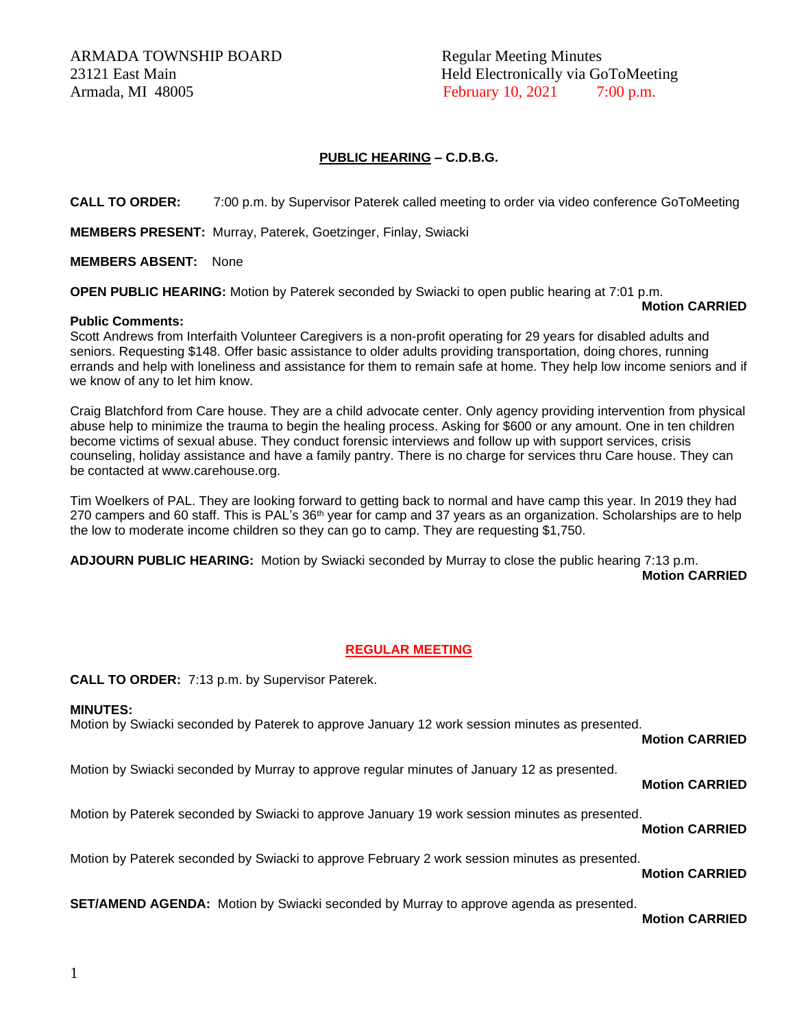ARMADA TOWNSHIP BOARD
23121 East Main
Armada, MI 48005

Regular Meeting Minutes
Held Electronically via GoToMeeting
February 10, 2021 7:00 p.m.

## PUBLIC HEARING – C.D.B.G.

**CALL TO ORDER:** 7:00 p.m. by Supervisor Paterek called meeting to order via video conference GoToMeeting

**MEMBERS PRESENT:** Murray, Paterek, Goetzinger, Finlay, Swiacki

**MEMBERS ABSENT:** None

**OPEN PUBLIC HEARING:** Motion by Paterek seconded by Swiacki to open public hearing at 7:01 p.m.

**Motion CARRIED**

**Public Comments:**
Scott Andrews from Interfaith Volunteer Caregivers is a non-profit operating for 29 years for disabled adults and seniors. Requesting $148. Offer basic assistance to older adults providing transportation, doing chores, running errands and help with loneliness and assistance for them to remain safe at home. They help low income seniors and if we know of any to let him know.

Craig Blatchford from Care house. They are a child advocate center. Only agency providing intervention from physical abuse help to minimize the trauma to begin the healing process. Asking for $600 or any amount. One in ten children become victims of sexual abuse. They conduct forensic interviews and follow up with support services, crisis counseling, holiday assistance and have a family pantry. There is no charge for services thru Care house. They can be contacted at www.carehouse.org.

Tim Woelkers of PAL. They are looking forward to getting back to normal and have camp this year. In 2019 they had 270 campers and 60 staff. This is PAL's 36th year for camp and 37 years as an organization. Scholarships are to help the low to moderate income children so they can go to camp. They are requesting $1,750.

**ADJOURN PUBLIC HEARING:** Motion by Swiacki seconded by Murray to close the public hearing 7:13 p.m.

**Motion CARRIED**

## REGULAR MEETING

**CALL TO ORDER:** 7:13 p.m. by Supervisor Paterek.

**MINUTES:**
Motion by Swiacki seconded by Paterek to approve January 12 work session minutes as presented.

**Motion CARRIED**

Motion by Swiacki seconded by Murray to approve regular minutes of January 12 as presented.

**Motion CARRIED**

Motion by Paterek seconded by Swiacki to approve January 19 work session minutes as presented.

**Motion CARRIED**

Motion by Paterek seconded by Swiacki to approve February 2 work session minutes as presented.

**Motion CARRIED**

**SET/AMEND AGENDA:** Motion by Swiacki seconded by Murray to approve agenda as presented.

**Motion CARRIED**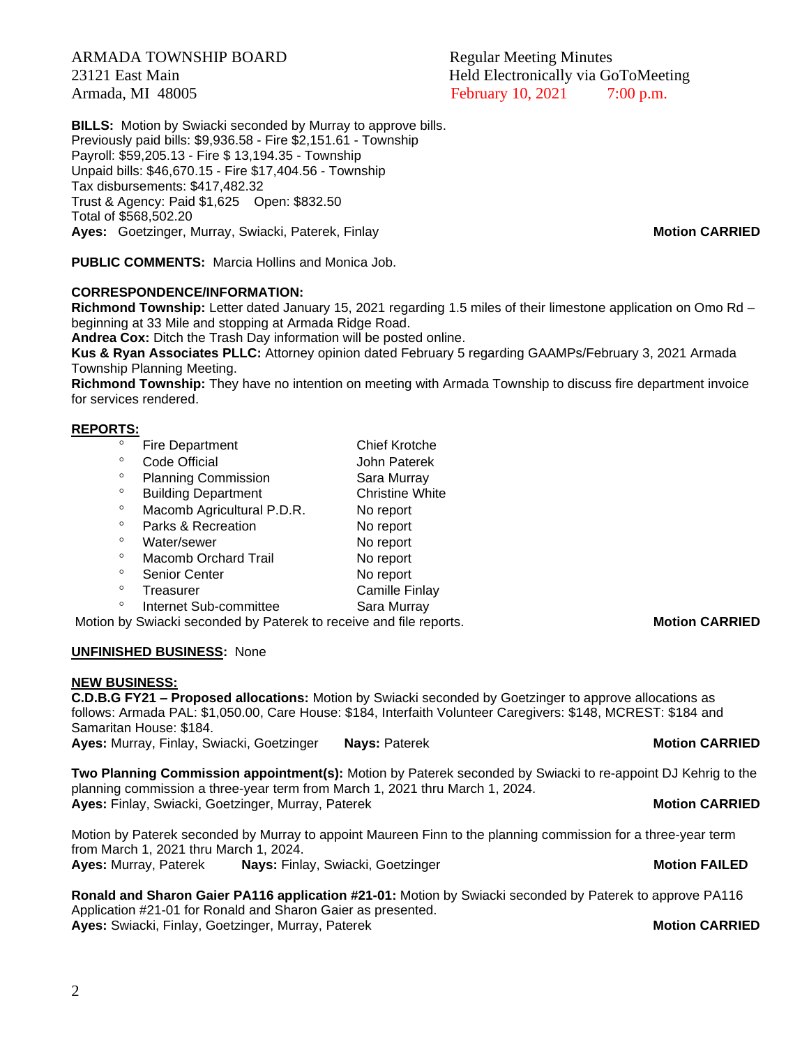ARMADA TOWNSHIP BOARD
23121 East Main
Armada, MI 48005

Regular Meeting Minutes
Held Electronically via GoToMeeting
February 10, 2021 7:00 p.m.

**BILLS:** Motion by Swiacki seconded by Murray to approve bills.
Previously paid bills: $9,936.58 - Fire $2,151.61 - Township
Payroll: $59,205.13 - Fire $ 13,194.35 - Township
Unpaid bills: $46,670.15 - Fire $17,404.56 - Township
Tax disbursements: $417,482.32
Trust & Agency: Paid $1,625 Open: $832.50
Total of $568,502.20
**Ayes:** Goetzinger, Murray, Swiacki, Paterek, Finlay **Motion CARRIED**

**PUBLIC COMMENTS:** Marcia Hollins and Monica Job.

**CORRESPONDENCE/INFORMATION:**
**Richmond Township:** Letter dated January 15, 2021 regarding 1.5 miles of their limestone application on Omo Rd – beginning at 33 Mile and stopping at Armada Ridge Road.
**Andrea Cox:** Ditch the Trash Day information will be posted online.
**Kus & Ryan Associates PLLC:** Attorney opinion dated February 5 regarding GAAMPs/February 3, 2021 Armada Township Planning Meeting.
**Richmond Township:** They have no intention on meeting with Armada Township to discuss fire department invoice for services rendered.

**REPORTS:**

- Fire Department — Chief Krotche
- Code Official — John Paterek
- Planning Commission — Sara Murray
- Building Department — Christine White
- Macomb Agricultural P.D.R. — No report
- Parks & Recreation — No report
- Water/sewer — No report
- Macomb Orchard Trail — No report
- Senior Center — No report
- Treasurer — Camille Finlay
- Internet Sub-committee — Sara Murray

Motion by Swiacki seconded by Paterek to receive and file reports. **Motion CARRIED**

**UNFINISHED BUSINESS:** None

**NEW BUSINESS:**
**C.D.B.G FY21 – Proposed allocations:** Motion by Swiacki seconded by Goetzinger to approve allocations as follows: Armada PAL: $1,050.00, Care House: $184, Interfaith Volunteer Caregivers: $148, MCREST: $184 and Samaritan House: $184.
**Ayes:** Murray, Finlay, Swiacki, Goetzinger **Nays:** Paterek **Motion CARRIED**

**Two Planning Commission appointment(s):** Motion by Paterek seconded by Swiacki to re-appoint DJ Kehrig to the planning commission a three-year term from March 1, 2021 thru March 1, 2024.
**Ayes:** Finlay, Swiacki, Goetzinger, Murray, Paterek **Motion CARRIED**

Motion by Paterek seconded by Murray to appoint Maureen Finn to the planning commission for a three-year term from March 1, 2021 thru March 1, 2024.
**Ayes:** Murray, Paterek **Nays:** Finlay, Swiacki, Goetzinger **Motion FAILED**

**Ronald and Sharon Gaier PA116 application #21-01:** Motion by Swiacki seconded by Paterek to approve PA116 Application #21-01 for Ronald and Sharon Gaier as presented.
**Ayes:** Swiacki, Finlay, Goetzinger, Murray, Paterek **Motion CARRIED**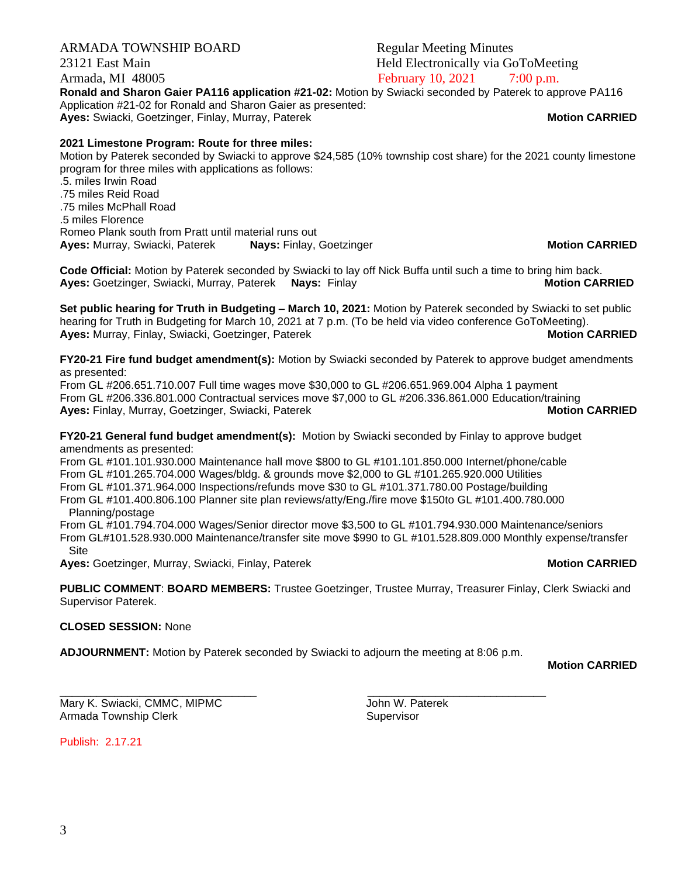ARMADA TOWNSHIP BOARD
23121 East Main
Armada, MI 48005

Regular Meeting Minutes
Held Electronically via GoToMeeting
February 10, 2021 7:00 p.m.

**Ronald and Sharon Gaier PA116 application #21-02:** Motion by Swiacki seconded by Paterek to approve PA116 Application #21-02 for Ronald and Sharon Gaier as presented:
**Ayes:** Swiacki, Goetzinger, Finlay, Murray, Paterek **Motion CARRIED**

**2021 Limestone Program: Route for three miles:**
Motion by Paterek seconded by Swiacki to approve $24,585 (10% township cost share) for the 2021 county limestone program for three miles with applications as follows:
.5. miles Irwin Road
.75 miles Reid Road
.75 miles McPhall Road
.5 miles Florence
Romeo Plank south from Pratt until material runs out
**Ayes:** Murray, Swiacki, Paterek **Nays:** Finlay, Goetzinger **Motion CARRIED**

**Code Official:** Motion by Paterek seconded by Swiacki to lay off Nick Buffa until such a time to bring him back.
**Ayes:** Goetzinger, Swiacki, Murray, Paterek **Nays:** Finlay **Motion CARRIED**

**Set public hearing for Truth in Budgeting – March 10, 2021:** Motion by Paterek seconded by Swiacki to set public hearing for Truth in Budgeting for March 10, 2021 at 7 p.m. (To be held via video conference GoToMeeting).
**Ayes:** Murray, Finlay, Swiacki, Goetzinger, Paterek **Motion CARRIED**

**FY20-21 Fire fund budget amendment(s):** Motion by Swiacki seconded by Paterek to approve budget amendments as presented:
From GL #206.651.710.007 Full time wages move $30,000 to GL #206.651.969.004 Alpha 1 payment
From GL #206.336.801.000 Contractual services move $7,000 to GL #206.336.861.000 Education/training
**Ayes:** Finlay, Murray, Goetzinger, Swiacki, Paterek **Motion CARRIED**

**FY20-21 General fund budget amendment(s):** Motion by Swiacki seconded by Finlay to approve budget amendments as presented:
From GL #101.101.930.000 Maintenance hall move $800 to GL #101.101.850.000 Internet/phone/cable
From GL #101.265.704.000 Wages/bldg. & grounds move $2,000 to GL #101.265.920.000 Utilities
From GL #101.371.964.000 Inspections/refunds move $30 to GL #101.371.780.00 Postage/building
From GL #101.400.806.100 Planner site plan reviews/atty/Eng./fire move $150to GL #101.400.780.000 Planning/postage
From GL #101.794.704.000 Wages/Senior director move $3,500 to GL #101.794.930.000 Maintenance/seniors
From GL#101.528.930.000 Maintenance/transfer site move $990 to GL #101.528.809.000 Monthly expense/transfer Site
**Ayes:** Goetzinger, Murray, Swiacki, Finlay, Paterek **Motion CARRIED**

**PUBLIC COMMENT**: **BOARD MEMBERS:** Trustee Goetzinger, Trustee Murray, Treasurer Finlay, Clerk Swiacki and Supervisor Paterek.

**CLOSED SESSION:** None

**ADJOURNMENT:** Motion by Paterek seconded by Swiacki to adjourn the meeting at 8:06 p.m.
**Motion CARRIED**

\_\_\_\_\_\_\_\_\_\_\_\_\_\_\_\_\_\_\_\_\_\_\_\_\_\_\_\_\_\_\_\_
Mary K. Swiacki, CMMC, MIPMC
Armada Township Clerk

\_\_\_\_\_\_\_\_\_\_\_\_\_\_\_\_\_\_\_\_\_\_\_\_\_\_\_\_\_\_
John W. Paterek
Supervisor

Publish: 2.17.21